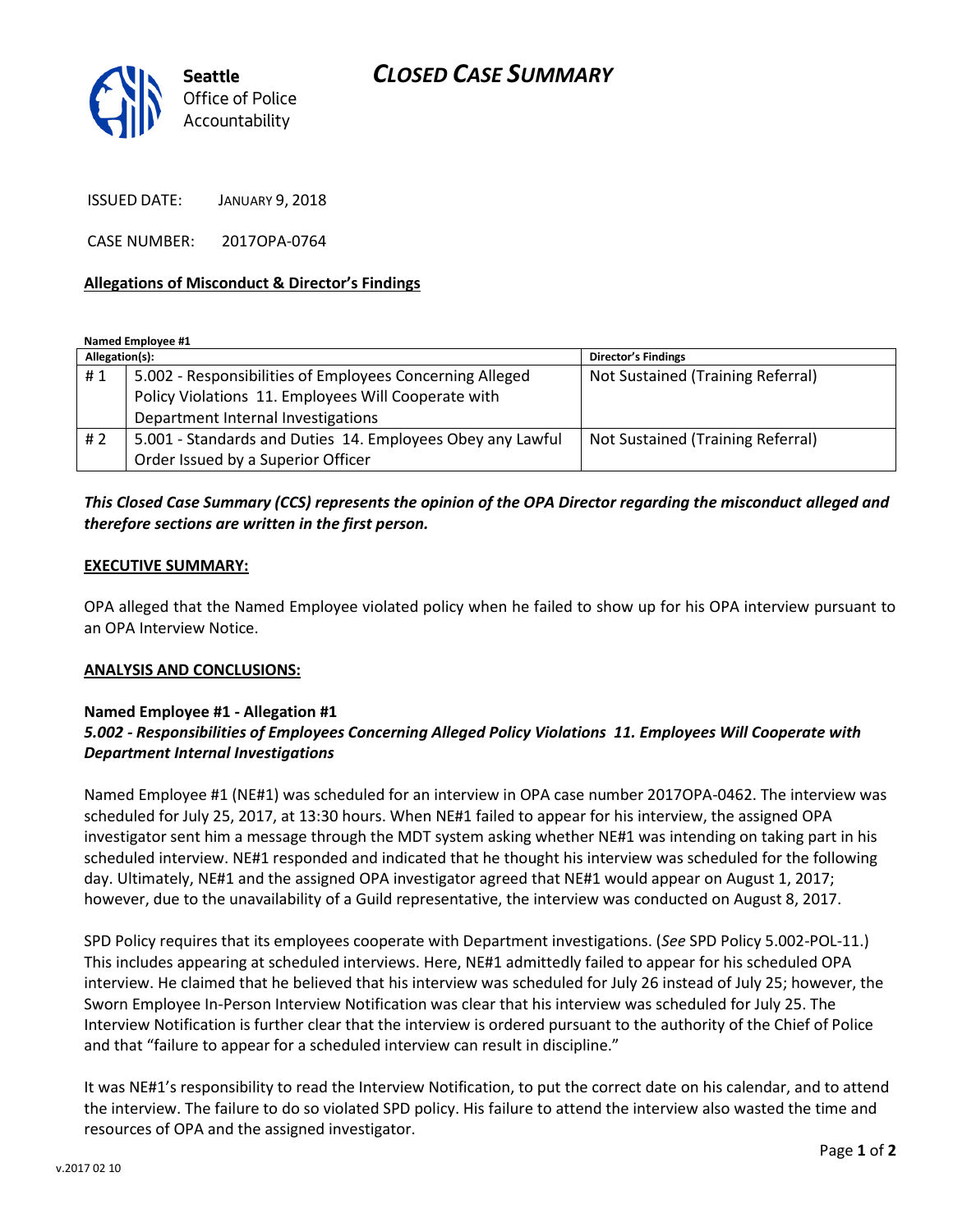Seattle Office of Police Accountability

# CLOSED CASE SUMMARY

ISSUED DATE: JANUARY 9, 2018

CASE NUMBER: 2017OPA-0764

**Allegations of Misconduct & Director's Findings**

**Named Employee #1**

| Allegation(s): | | Director's Findings |
|---|---|---|
| # 1 | 5.002 - Responsibilities of Employees Concerning Alleged Policy Violations 11. Employees Will Cooperate with Department Internal Investigations | Not Sustained (Training Referral) |
| # 2 | 5.001 - Standards and Duties 14. Employees Obey any Lawful Order Issued by a Superior Officer | Not Sustained (Training Referral) |

***This Closed Case Summary (CCS) represents the opinion of the OPA Director regarding the misconduct alleged and therefore sections are written in the first person.***

**EXECUTIVE SUMMARY:**

OPA alleged that the Named Employee violated policy when he failed to show up for his OPA interview pursuant to an OPA Interview Notice.

**ANALYSIS AND CONCLUSIONS:**

**Named Employee #1 - Allegation #1**
***5.002 - Responsibilities of Employees Concerning Alleged Policy Violations 11. Employees Will Cooperate with Department Internal Investigations***

Named Employee #1 (NE#1) was scheduled for an interview in OPA case number 2017OPA-0462. The interview was scheduled for July 25, 2017, at 13:30 hours. When NE#1 failed to appear for his interview, the assigned OPA investigator sent him a message through the MDT system asking whether NE#1 was intending on taking part in his scheduled interview. NE#1 responded and indicated that he thought his interview was scheduled for the following day. Ultimately, NE#1 and the assigned OPA investigator agreed that NE#1 would appear on August 1, 2017; however, due to the unavailability of a Guild representative, the interview was conducted on August 8, 2017.

SPD Policy requires that its employees cooperate with Department investigations. (*See* SPD Policy 5.002-POL-11.) This includes appearing at scheduled interviews. Here, NE#1 admittedly failed to appear for his scheduled OPA interview. He claimed that he believed that his interview was scheduled for July 26 instead of July 25; however, the Sworn Employee In-Person Interview Notification was clear that his interview was scheduled for July 25. The Interview Notification is further clear that the interview is ordered pursuant to the authority of the Chief of Police and that "failure to appear for a scheduled interview can result in discipline."

It was NE#1's responsibility to read the Interview Notification, to put the correct date on his calendar, and to attend the interview. The failure to do so violated SPD policy. His failure to attend the interview also wasted the time and resources of OPA and the assigned investigator.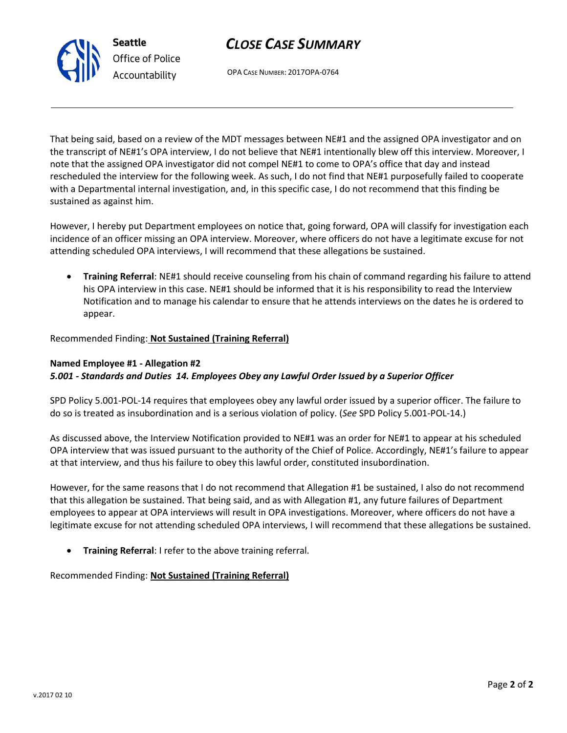That being said, based on a review of the MDT messages between NE#1 and the assigned OPA investigator and on the transcript of NE#1's OPA interview, I do not believe that NE#1 intentionally blew off this interview. Moreover, I note that the assigned OPA investigator did not compel NE#1 to come to OPA's office that day and instead rescheduled the interview for the following week. As such, I do not find that NE#1 purposefully failed to cooperate with a Departmental internal investigation, and, in this specific case, I do not recommend that this finding be sustained as against him.

However, I hereby put Department employees on notice that, going forward, OPA will classify for investigation each incidence of an officer missing an OPA interview. Moreover, where officers do not have a legitimate excuse for not attending scheduled OPA interviews, I will recommend that these allegations be sustained.

- **Training Referral**: NE#1 should receive counseling from his chain of command regarding his failure to attend his OPA interview in this case. NE#1 should be informed that it is his responsibility to read the Interview Notification and to manage his calendar to ensure that he attends interviews on the dates he is ordered to appear.

Recommended Finding: **Not Sustained (Training Referral)**

**Named Employee #1 - Allegation #2**
***5.001 - Standards and Duties 14. Employees Obey any Lawful Order Issued by a Superior Officer***

SPD Policy 5.001-POL-14 requires that employees obey any lawful order issued by a superior officer. The failure to do so is treated as insubordination and is a serious violation of policy. (*See* SPD Policy 5.001-POL-14.)

As discussed above, the Interview Notification provided to NE#1 was an order for NE#1 to appear at his scheduled OPA interview that was issued pursuant to the authority of the Chief of Police. Accordingly, NE#1's failure to appear at that interview, and thus his failure to obey this lawful order, constituted insubordination.

However, for the same reasons that I do not recommend that Allegation #1 be sustained, I also do not recommend that this allegation be sustained. That being said, and as with Allegation #1, any future failures of Department employees to appear at OPA interviews will result in OPA investigations. Moreover, where officers do not have a legitimate excuse for not attending scheduled OPA interviews, I will recommend that these allegations be sustained.

- **Training Referral**: I refer to the above training referral.

Recommended Finding: **Not Sustained (Training Referral)**